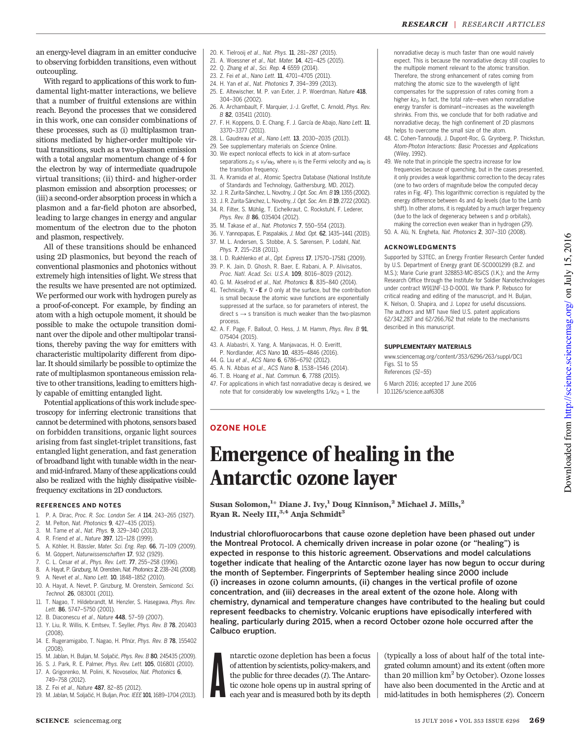an energy-level diagram in an emitter conducive to observing forbidden transitions, even without outcoupling.

With regard to applications of this work to fundamental light-matter interactions, we believe that a number of fruitful extensions are within reach. Beyond the processes that we considered in this work, one can consider combinations of these processes, such as (i) multiplasmon transitions mediated by higher-order multipole virtual transitions, such as a two-plasmon emission with a total angular momentum change of 4 for the electron by way of intermediate quadrupole virtual transitions; (ii) third- and higher-order plasmon emission and absorption processes; or (iii) a second-order absorption process in which a plasmon and a far-field photon are absorbed, leading to large changes in energy and angular momentum of the electron due to the photon and plasmon, respectively.

All of these transitions should be enhanced using 2D plasmonics, but beyond the reach of conventional plasmonics and photonics without extremely high intensities of light. We stress that the results we have presented are not optimized. We performed our work with hydrogen purely as a proof-of-concept. For example, by finding an atom with a high octupole moment, it should be possible to make the octupole transition dominant over the dipole and other multipolar transitions, thereby paving the way for emitters with characteristic multipolarity different from dipolar. It should similarly be possible to optimize the rate of multiplasmon spontaneous emission relative to other transitions, leading to emitters highly capable of emitting entangled light.

Potential applications of this work include spectroscopy for inferring electronic transitions that cannot be determined with photons, sensors based on forbidden transitions, organic light sources arising from fast singlet-triplet transitions, fast entangled light generation, and fast generation of broadband light with tunable width in the near- and mid-infrared. Many of these applications could also be realized with the highly dissipative visible-frequency excitations in 2D conductors.

### REFERENCES AND NOTES

1. P. A. Dirac, *Proc. R. Soc. London Ser. A* **114**, 243–265 (1927).
2. M. Pelton, *Nat. Photonics* **9**, 427–435 (2015).
3. M. Tame *et al.*, *Nat. Phys.* **9**, 329–340 (2013).
4. R. Friend *et al.*, *Nature* **397**, 121–128 (1999).
5. A. Köhler, H. Bässler, *Mater. Sci. Eng. Rep.* **66**, 71–109 (2009).
6. M. Göppert, *Naturwissenschaften* **17**, 932 (1929).
7. C. L. Cesar *et al.*, *Phys. Rev. Lett.* **77**, 255–258 (1996).
8. A. Hayat, P. Ginzburg, M. Orenstein, *Nat. Photonics* **2**, 238–241 (2008).
9. A. Nevet *et al.*, *Nano Lett.* **10**, 1848–1852 (2010).
10. A. Hayat, A. Nevet, P. Ginzburg, M. Orenstein, *Semicond. Sci. Technol.* **26**, 083001 (2011).
11. T. Nagao, T. Hildebrandt, M. Henzler, S. Hasegawa, *Phys. Rev. Lett.* **86**, 5747–5750 (2001).
12. B. Diaconescu *et al.*, *Nature* **448**, 57–59 (2007).
13. Y. Liu, R. Willis, K. Emtsev, T. Seyller, *Phys. Rev. B* **78**, 201403 (2008).
14. E. Rugeramigabo, T. Nagao, H. Pfnür, *Phys. Rev. B* **78**, 155402 (2008).
15. M. Jablan, H. Buljan, M. Soljačić, *Phys. Rev. B* **80**, 245435 (2009).
16. S. J. Park, R. E. Palmer, *Phys. Rev. Lett.* **105**, 016801 (2010).
17. A. Grigorenko, M. Polini, K. Novoselov, *Nat. Photonics* **6**, 749–758 (2012).
18. Z. Fei *et al.*, *Nature* **487**, 82–85 (2012).
19. M. Jablan, M. Soljačić, H. Buljan, *Proc. IEEE* **101**, 1689–1704 (2013).
20. K. Tielrooij *et al.*, *Nat. Phys.* **11**, 281–287 (2015).
21. A. Woessner *et al.*, *Nat. Mater.* **14**, 421–425 (2015).
22. Q. Zhang *et al.*, *Sci. Rep.* **4** 6559 (2014).
23. Z. Fei *et al.*, *Nano Lett.* **11**, 4701–4705 (2011).
24. H. Yan *et al.*, *Nat. Photonics* **7**, 394–399 (2013).
25. E. Altewischer, M. P. van Exter, J. P. Woerdman, *Nature* **418**, 304–306 (2002).
26. A. Archambault, F. Marquier, J.-J. Greffet, C. Arnold, *Phys. Rev. B* **82**, 035411 (2010).
27. F. H. Koppens, D. E. Chang, F. J. García de Abajo, *Nano Lett.* **11**, 3370–3377 (2011).
28. L. Gaudreau *et al.*, *Nano Lett.* **13**, 2030–2035 (2013).
29. See supplementary materials on *Science* Online.
30. We expect nonlocal effects to kick in at atom-surface separations $z_0 \leq v_f/\omega_0$, where $v_f$ is the Fermi velocity and $\omega_0$ is the transition frequency.
31. A. Kramida *et al.*, Atomic Spectra Database (National Institute of Standards and Technology, Gaithersburg, MD, 2012).
32. J. R. Zurita-Sánchez, L. Novotny, *J. Opt. Soc. Am. B* **19**, 1355 (2002).
33. J. R. Zurita-Sánchez, L. Novotny, *J. Opt. Soc. Am. B* **19**, 2722 (2002).
34. R. Filter, S. Mühlig, T. Eichelkraut, C. Rockstuhl, F. Lederer, *Phys. Rev. B* **86**, 035404 (2012).
35. M. Takase *et al.*, *Nat. Photonics* **7**, 550–554 (2013).
36. V. Yannopapas, E. Paspalakis, *J. Mod. Opt.* **62**, 1435–1441 (2015).
37. M. L. Andersen, S. Stobbe, A. S. Sørensen, P. Lodahl, *Nat. Phys.* **7**, 215–218 (2011).
38. I. D. Rukhlenko *et al.*, *Opt. Express* **17**, 17570–17581 (2009).
39. P. K. Jain, D. Ghosh, R. Baer, E. Rabani, A. P. Alivisatos, *Proc. Natl. Acad. Sci. U.S.A.* **109**, 8016–8019 (2012).
40. G. M. Akselrod *et al.*, *Nat. Photonics* **8**, 835–840 (2014).
41. Technically, $\nabla \cdot \mathbf{E} \neq 0$ only at the surface, but the contribution is small because the atomic wave functions are exponentially suppressed at the surface, so for parameters of interest, the direct $s \rightarrow s$ transition is much weaker than the two-plasmon process.
42. A. F. Page, F. Ballout, O. Hess, J. M. Hamm, *Phys. Rev. B* **91**, 075404 (2015).
43. A. Alabastri, X. Yang, A. Manjavacas, H. O. Everitt, P. Nordlander, *ACS Nano* **10**, 4835–4846 (2016).
44. G. Liu *et al.*, *ACS Nano* **6**, 6786–6792 (2012).
45. A. N. Abbas *et al.*, *ACS Nano* **8**, 1538–1546 (2014).
46. T. B. Hoang *et al.*, *Nat. Commun.* **6**, 7788 (2015).
47. For applications in which fast nonradiative decay is desired, we note that for considerably low wavelengths $1/kz_0 \approx 1$, the nonradiative decay is much faster than one would naively expect. This is because the nonradiative decay still couples to the multipole moment relevant to the atomic transition. Therefore, the strong enhancement of rates coming from matching the atomic size to the wavelength of light compensates for the suppression of rates coming from a higher $kz_0$. In fact, the total rate—even when nonradiative energy transfer is dominant—increases as the wavelength shrinks. From this, we conclude that for both radiative and nonradiative decay, the high confinement of 2D plasmons helps to overcome the small size of the atom.
48. C. Cohen-Tannoudji, J. Dupont-Roc, G. Grynberg, P. Thickstun, *Atom-Photon Interactions: Basic Processes and Applications* (Wiley, 1992).
49. We note that in principle the spectra increase for low frequencies because of quenching, but in the cases presented, it only provides a weak logarithmic correction to the decay rates (one to two orders of magnitude below the computed decay rates in Fig. 4F). This logarithmic correction is regulated by the energy difference between 4s and 4p levels (due to the Lamb shift). In other atoms, it is regulated by a much larger frequency (due to the lack of degeneracy between s and p orbitals), making the correction even weaker than in hydrogen (*29*).
50. A. Alù, N. Engheta, *Nat. Photonics* **2**, 307–310 (2008).

### ACKNOWLEDGMENTS

Supported by S3TEC, an Energy Frontier Research Center funded by U.S. Department of Energy grant DE-SC0001299 (B.Z. and M.S.); Marie Curie grant 328853-MC-BSiCS (I.K.); and the Army Research Office through the Institute for Soldier Nanotechnologies under contract W911NF-13-D-0001. We thank P. Rebusco for critical reading and editing of the manuscript, and H. Buljan, K. Nelson, O. Shapira, and J. Lopez for useful discussions. The authors and MIT have filed U.S. patent applications 62/342,287 and 62/266,762 that relate to the mechanisms described in this manuscript.

### SUPPLEMENTARY MATERIALS

www.sciencemag.org/content/353/6296/263/suppl/DC1
Figs. S1 to S5
References (*51*–*55*)

6 March 2016; accepted 17 June 2016
10.1126/science.aaf6308

**OZONE HOLE**

# Emergence of healing in the Antarctic ozone layer

**Susan Solomon,[1]* Diane J. Ivy,[1] Doug Kinnison,[2] Michael J. Mills,[2] Ryan R. Neely III,[3,4] Anja Schmidt[3]**

**Industrial chlorofluorocarbons that cause ozone depletion have been phased out under the Montreal Protocol. A chemically driven increase in polar ozone (or "healing") is expected in response to this historic agreement. Observations and model calculations together indicate that healing of the Antarctic ozone layer has now begun to occur during the month of September. Fingerprints of September healing since 2000 include (i) increases in ozone column amounts, (ii) changes in the vertical profile of ozone concentration, and (iii) decreases in the areal extent of the ozone hole. Along with chemistry, dynamical and temperature changes have contributed to the healing but could represent feedbacks to chemistry. Volcanic eruptions have episodically interfered with healing, particularly during 2015, when a record October ozone hole occurred after the Calbuco eruption.**

Antarctic ozone depletion has been a focus of attention by scientists, policy-makers, and the public for three decades (*1*). The Antarctic ozone hole opens up in austral spring of each year and is measured both by its depth (typically a loss of about half of the total integrated column amount) and its extent (often more than 20 million km$^2$ by October). Ozone losses have also been documented in the Arctic and at mid-latitudes in both hemispheres (*2*). Concern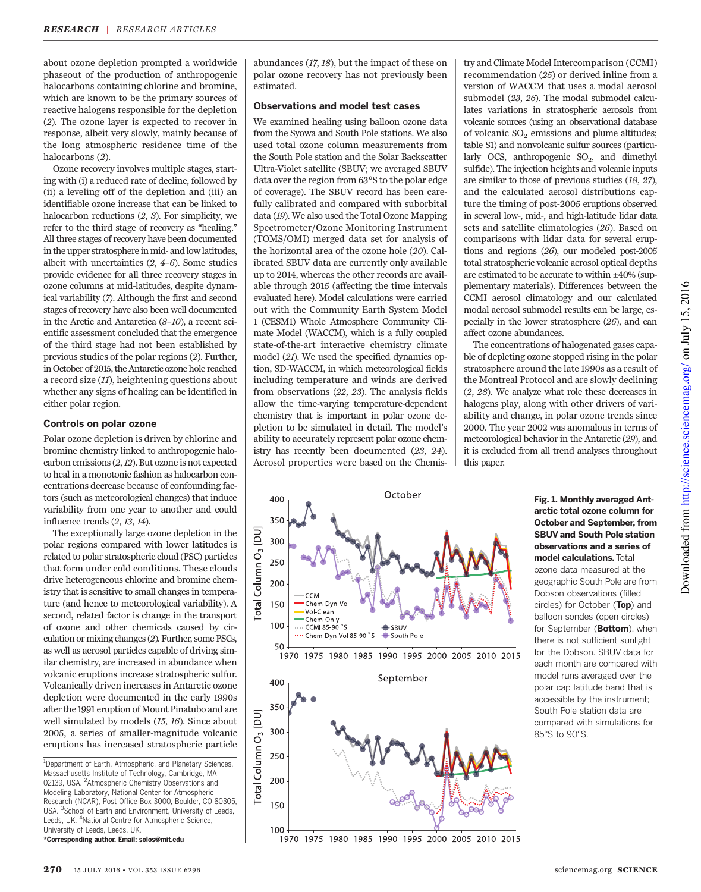about ozone depletion prompted a worldwide phaseout of the production of anthropogenic halocarbons containing chlorine and bromine, which are known to be the primary sources of reactive halogens responsible for the depletion (2). The ozone layer is expected to recover in response, albeit very slowly, mainly because of the long atmospheric residence time of the halocarbons (2).

Ozone recovery involves multiple stages, starting with (i) a reduced rate of decline, followed by (ii) a leveling off of the depletion and (iii) an identifiable ozone increase that can be linked to halocarbon reductions (2, 3). For simplicity, we refer to the third stage of recovery as "healing." All three stages of recovery have been documented in the upper stratosphere in mid- and low latitudes, albeit with uncertainties (2, 4–6). Some studies provide evidence for all three recovery stages in ozone columns at mid-latitudes, despite dynamical variability (7). Although the first and second stages of recovery have also been well documented in the Arctic and Antarctica (8–10), a recent scientific assessment concluded that the emergence of the third stage had not been established by previous studies of the polar regions (2). Further, in October of 2015, the Antarctic ozone hole reached a record size (11), heightening questions about whether any signs of healing can be identified in either polar region.

### Controls on polar ozone

Polar ozone depletion is driven by chlorine and bromine chemistry linked to anthropogenic halocarbon emissions (2, 12). But ozone is not expected to heal in a monotonic fashion as halocarbon concentrations decrease because of confounding factors (such as meteorological changes) that induce variability from one year to another and could influence trends (2, 13, 14).

The exceptionally large ozone depletion in the polar regions compared with lower latitudes is related to polar stratospheric cloud (PSC) particles that form under cold conditions. These clouds drive heterogeneous chlorine and bromine chemistry that is sensitive to small changes in temperature (and hence to meteorological variability). A second, related factor is change in the transport of ozone and other chemicals caused by circulation or mixing changes (2). Further, some PSCs, as well as aerosol particles capable of driving similar chemistry, are increased in abundance when volcanic eruptions increase stratospheric sulfur. Volcanically driven increases in Antarctic ozone depletion were documented in the early 1990s after the 1991 eruption of Mount Pinatubo and are well simulated by models (15, 16). Since about 2005, a series of smaller-magnitude volcanic eruptions has increased stratospheric particle abundances (17, 18), but the impact of these on polar ozone recovery has not previously been estimated.

### Observations and model test cases

We examined healing using balloon ozone data from the Syowa and South Pole stations. We also used total ozone column measurements from the South Pole station and the Solar Backscatter Ultra-Violet satellite (SBUV; we averaged SBUV data over the region from 63°S to the polar edge of coverage). The SBUV record has been carefully calibrated and compared with suborbital data (19). We also used the Total Ozone Mapping Spectrometer/Ozone Monitoring Instrument (TOMS/OMI) merged data set for analysis of the horizontal area of the ozone hole (20). Calibrated SBUV data are currently only available up to 2014, whereas the other records are available through 2015 (affecting the time intervals evaluated here). Model calculations were carried out with the Community Earth System Model 1 (CESM1) Whole Atmosphere Community Climate Model (WACCM), which is a fully coupled state-of-the-art interactive chemistry climate model (21). We used the specified dynamics option, SD-WACCM, in which meteorological fields including temperature and winds are derived from observations (22, 23). The analysis fields allow the time-varying temperature-dependent chemistry that is important in polar ozone depletion to be simulated in detail. The model's ability to accurately represent polar ozone chemistry has recently been documented (23, 24). Aerosol properties were based on the Chemistry and Climate Model Intercomparison (CCMI) recommendation (25) or derived inline from a version of WACCM that uses a modal aerosol submodel (23, 26). The modal submodel calculates variations in stratospheric aerosols from volcanic sources (using an observational database of volcanic $SO_2$ emissions and plume altitudes; table S1) and nonvolcanic sulfur sources (particularly OCS, anthropogenic $SO_2$, and dimethyl sulfide). The injection heights and volcanic inputs are similar to those of previous studies (18, 27), and the calculated aerosol distributions capture the timing of post-2005 eruptions observed in several low-, mid-, and high-latitude lidar data sets and satellite climatologies (26). Based on comparisons with lidar data for several eruptions and regions (26), our modeled post-2005 total stratospheric volcanic aerosol optical depths are estimated to be accurate to within ±40% (supplementary materials). Differences between the CCMI aerosol climatology and our calculated modal aerosol submodel results can be large, especially in the lower stratosphere (26), and can affect ozone abundances.

The concentrations of halogenated gases capable of depleting ozone stopped rising in the polar stratosphere around the late 1990s as a result of the Montreal Protocol and are slowly declining (2, 28). We analyze what role these decreases in halogens play, along with other drivers of variability and change, in polar ozone trends since 2000. The year 2002 was anomalous in terms of meteorological behavior in the Antarctic (29), and it is excluded from all trend analyses throughout this paper.

**Fig. 1. Monthly averaged Antarctic total ozone column for October and September, from SBUV and South Pole station observations and a series of model calculations.** Total ozone data measured at the geographic South Pole are from Dobson observations (filled circles) for October (**Top**) and balloon sondes (open circles) for September (**Bottom**), when there is not sufficient sunlight for the Dobson. SBUV data for each month are compared with model runs averaged over the polar cap latitude band that is accessible by the instrument; South Pole station data are compared with simulations for 85°S to 90°S.

---

[1]Department of Earth, Atmospheric, and Planetary Sciences, Massachusetts Institute of Technology, Cambridge, MA 02139, USA. [2]Atmospheric Chemistry Observations and Modeling Laboratory, National Center for Atmospheric Research (NCAR), Post Office Box 3000, Boulder, CO 80305, USA. [3]School of Earth and Environment, University of Leeds, Leeds, UK. [4]National Centre for Atmospheric Science, University of Leeds, Leeds, UK.
*Corresponding author. Email: solos@mit.edu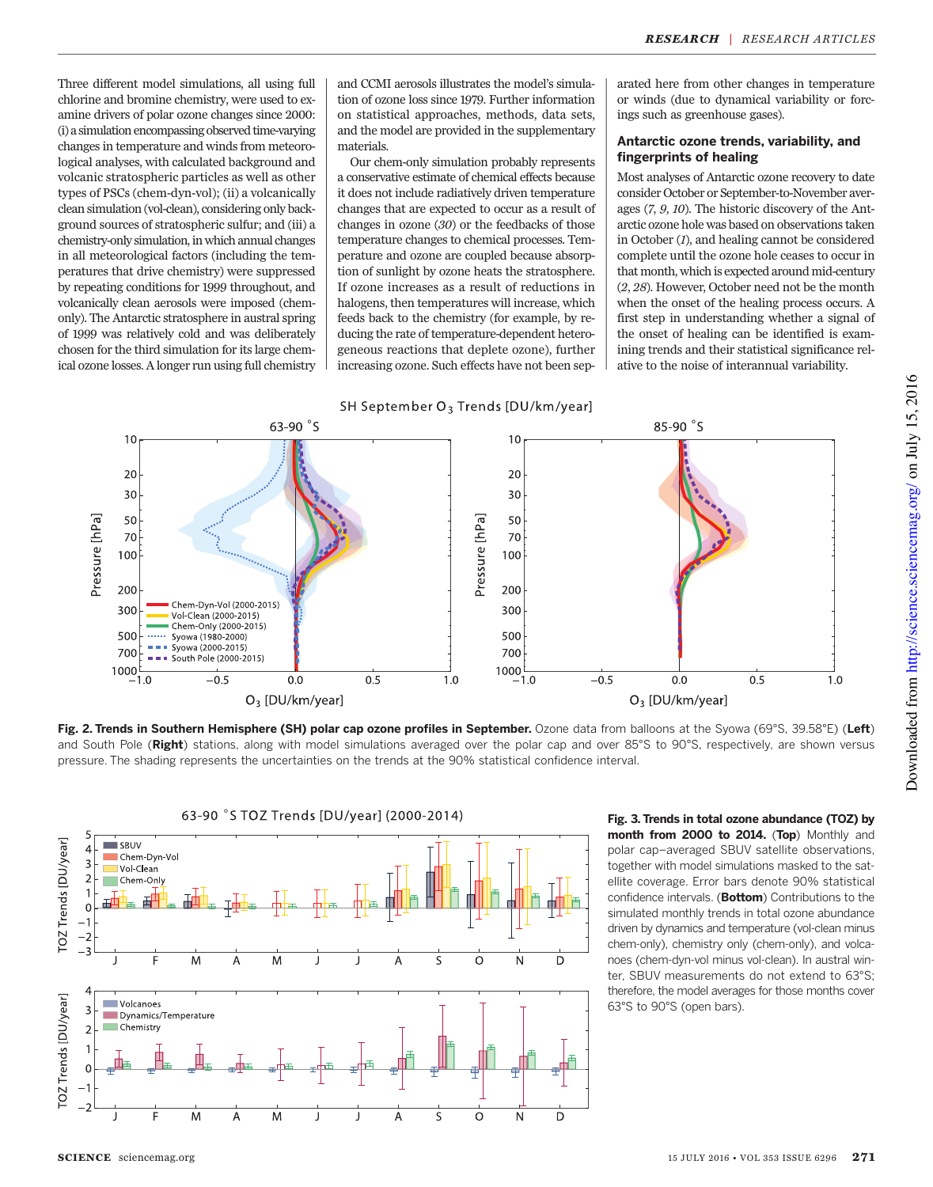Three different model simulations, all using full chlorine and bromine chemistry, were used to examine drivers of polar ozone changes since 2000: (i) a simulation encompassing observed time-varying changes in temperature and winds from meteorological analyses, with calculated background and volcanic stratospheric particles as well as other types of PSCs (chem-dyn-vol); (ii) a volcanically clean simulation (vol-clean), considering only background sources of stratospheric sulfur; and (iii) a chemistry-only simulation, in which annual changes in all meteorological factors (including the temperatures that drive chemistry) were suppressed by repeating conditions for 1999 throughout, and volcanically clean aerosols were imposed (chem-only). The Antarctic stratosphere in austral spring of 1999 was relatively cold and was deliberately chosen for the third simulation for its large chemical ozone losses. A longer run using full chemistry and CCMI aerosols illustrates the model's simulation of ozone loss since 1979. Further information on statistical approaches, methods, data sets, and the model are provided in the supplementary materials.

Our chem-only simulation probably represents a conservative estimate of chemical effects because it does not include radiatively driven temperature changes that are expected to occur as a result of changes in ozone (*30*) or the feedbacks of those temperature changes to chemical processes. Temperature and ozone are coupled because absorption of sunlight by ozone heats the stratosphere. If ozone increases as a result of reductions in halogens, then temperatures will increase, which feeds back to the chemistry (for example, by reducing the rate of temperature-dependent heterogeneous reactions that deplete ozone), further increasing ozone. Such effects have not been separated here from other changes in temperature or winds (due to dynamical variability or forcings such as greenhouse gases).

## Antarctic ozone trends, variability, and fingerprints of healing

Most analyses of Antarctic ozone recovery to date consider October or September-to-November averages (*7*, *9*, *10*). The historic discovery of the Antarctic ozone hole was based on observations taken in October (*1*), and healing cannot be considered complete until the ozone hole ceases to occur in that month, which is expected around mid-century (*2*, *28*). However, October need not be the month when the onset of the healing process occurs. A first step in understanding whether a signal of the onset of healing can be identified is examining trends and their statistical significance relative to the noise of interannual variability.

**Fig. 2. Trends in Southern Hemisphere (SH) polar cap ozone profiles in September.** Ozone data from balloons at the Syowa (69°S, 39.58°E) (**Left**) and South Pole (**Right**) stations, along with model simulations averaged over the polar cap and over 85°S to 90°S, respectively, are shown versus pressure. The shading represents the uncertainties on the trends at the 90% statistical confidence interval.

**Fig. 3. Trends in total ozone abundance (TOZ) by month from 2000 to 2014.** (**Top**) Monthly and polar cap–averaged SBUV satellite observations, together with model simulations masked to the satellite coverage. Error bars denote 90% statistical confidence intervals. (**Bottom**) Contributions to the simulated monthly trends in total ozone abundance driven by dynamics and temperature (vol-clean minus chem-only), chemistry only (chem-only), and volcanoes (chem-dyn-vol minus vol-clean). In austral winter, SBUV measurements do not extend to 63°S; therefore, the model averages for those months cover 63°S to 90°S (open bars).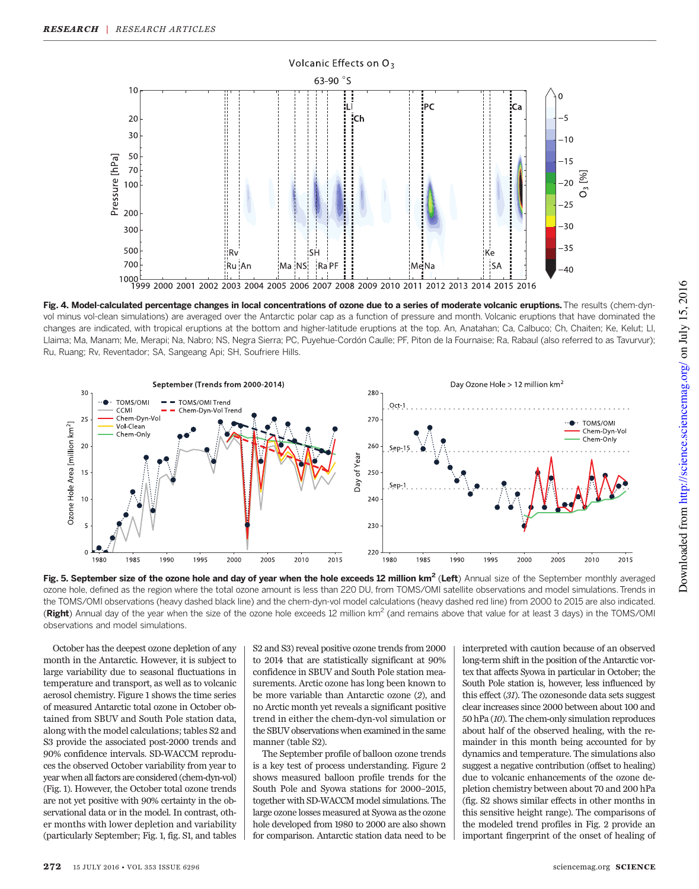**Fig. 4. Model-calculated percentage changes in local concentrations of ozone due to a series of moderate volcanic eruptions.** The results (chem-dyn-vol minus vol-clean simulations) are averaged over the Antarctic polar cap as a function of pressure and month. Volcanic eruptions that have dominated the changes are indicated, with tropical eruptions at the bottom and higher-latitude eruptions at the top. An, Anatahan; Ca, Calbuco; Ch, Chaiten; Ke, Kelut; Ll, Llaima; Ma, Manam; Me, Merapi; Na, Nabro; NS, Negra Sierra; PC, Puyehue-Cordón Caulle; PF, Piton de la Fournaise; Ra, Rabaul (also referred to as Tavurvur); Ru, Ruang; Rv, Reventador; SA, Sangeang Api; SH, Soufriere Hills.

**Fig. 5. September size of the ozone hole and day of year when the hole exceeds 12 million km$^2$ (Left)** Annual size of the September monthly averaged ozone hole, defined as the region where the total ozone amount is less than 220 DU, from TOMS/OMI satellite observations and model simulations. Trends in the TOMS/OMI observations (heavy dashed black line) and the chem-dyn-vol model calculations (heavy dashed red line) from 2000 to 2015 are also indicated. (**Right**) Annual day of the year when the size of the ozone hole exceeds 12 million km$^2$ (and remains above that value for at least 3 days) in the TOMS/OMI observations and model simulations.

October has the deepest ozone depletion of any month in the Antarctic. However, it is subject to large variability due to seasonal fluctuations in temperature and transport, as well as to volcanic aerosol chemistry. Figure 1 shows the time series of measured Antarctic total ozone in October obtained from SBUV and South Pole station data, along with the model calculations; tables S2 and S3 provide the associated post-2000 trends and 90% confidence intervals. SD-WACCM reproduces the observed October variability from year to year when all factors are considered (chem-dyn-vol) (Fig. 1). However, the October total ozone trends are not yet positive with 90% certainty in the observational data or in the model. In contrast, other months with lower depletion and variability (particularly September; Fig. 1, fig. S1, and tables S2 and S3) reveal positive ozone trends from 2000 to 2014 that are statistically significant at 90% confidence in SBUV and South Pole station measurements. Arctic ozone has long been known to be more variable than Antarctic ozone (2), and no Arctic month yet reveals a significant positive trend in either the chem-dyn-vol simulation or the SBUV observations when examined in the same manner (table S2).

The September profile of balloon ozone trends is a key test of process understanding. Figure 2 shows measured balloon profile trends for the South Pole and Syowa stations for 2000–2015, together with SD-WACCM model simulations. The large ozone losses measured at Syowa as the ozone hole developed from 1980 to 2000 are also shown for comparison. Antarctic station data need to be interpreted with caution because of an observed long-term shift in the position of the Antarctic vortex that affects Syowa in particular in October; the South Pole station is, however, less influenced by this effect (31). The ozonesonde data sets suggest clear increases since 2000 between about 100 and 50 hPa (10). The chem-only simulation reproduces about half of the observed healing, with the remainder in this month being accounted for by dynamics and temperature. The simulations also suggest a negative contribution (offset to healing) due to volcanic enhancements of the ozone depletion chemistry between about 70 and 200 hPa (fig. S2 shows similar effects in other months in this sensitive height range). The comparisons of the modeled trend profiles in Fig. 2 provide an important fingerprint of the onset of healing of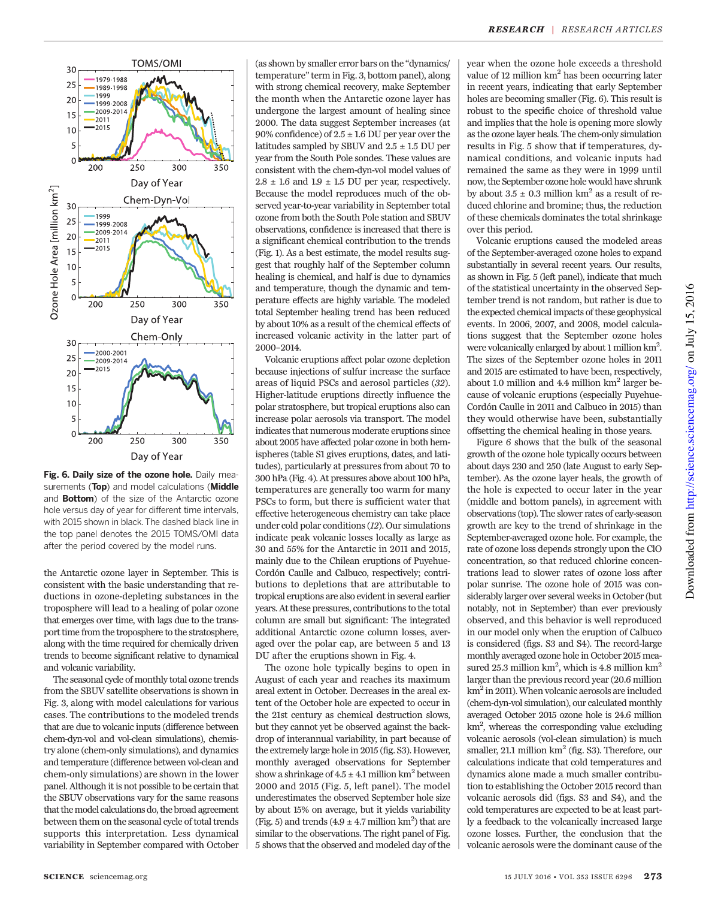**Fig. 6. Daily size of the ozone hole.** Daily measurements (**Top**) and model calculations (**Middle** and **Bottom**) of the size of the Antarctic ozone hole versus day of year for different time intervals, with 2015 shown in black. The dashed black line in the top panel denotes the 2015 TOMS/OMI data after the period covered by the model runs.

the Antarctic ozone layer in September. This is consistent with the basic understanding that reductions in ozone-depleting substances in the troposphere will lead to a healing of polar ozone that emerges over time, with lags due to the transport time from the troposphere to the stratosphere, along with the time required for chemically driven trends to become significant relative to dynamical and volcanic variability.

The seasonal cycle of monthly total ozone trends from the SBUV satellite observations is shown in Fig. 3, along with model calculations for various cases. The contributions to the modeled trends that are due to volcanic inputs (difference between chem-dyn-vol and vol-clean simulations), chemistry alone (chem-only simulations), and dynamics and temperature (difference between vol-clean and chem-only simulations) are shown in the lower panel. Although it is not possible to be certain that the SBUV observations vary for the same reasons that the model calculations do, the broad agreement between them on the seasonal cycle of total trends supports this interpretation. Less dynamical variability in September compared with October (as shown by smaller error bars on the "dynamics/temperature" term in Fig. 3, bottom panel), along with strong chemical recovery, make September the month when the Antarctic ozone layer has undergone the largest amount of healing since 2000. The data suggest September increases (at 90% confidence) of 2.5 ± 1.6 DU per year over the latitudes sampled by SBUV and 2.5 ± 1.5 DU per year from the South Pole sondes. These values are consistent with the chem-dyn-vol model values of 2.8 ± 1.6 and 1.9 ± 1.5 DU per year, respectively. Because the model reproduces much of the observed year-to-year variability in September total ozone from both the South Pole station and SBUV observations, confidence is increased that there is a significant chemical contribution to the trends (Fig. 1). As a best estimate, the model results suggest that roughly half of the September column healing is chemical, and half is due to dynamics and temperature, though the dynamic and temperature effects are highly variable. The modeled total September healing trend has been reduced by about 10% as a result of the chemical effects of increased volcanic activity in the latter part of 2000–2014.

Volcanic eruptions affect polar ozone depletion because injections of sulfur increase the surface areas of liquid PSCs and aerosol particles (*32*). Higher-latitude eruptions directly influence the polar stratosphere, but tropical eruptions also can increase polar aerosols via transport. The model indicates that numerous moderate eruptions since about 2005 have affected polar ozone in both hemispheres (table S1 gives eruptions, dates, and latitudes), particularly at pressures from about 70 to 300 hPa (Fig. 4). At pressures above about 100 hPa, temperatures are generally too warm for many PSCs to form, but there is sufficient water that effective heterogeneous chemistry can take place under cold polar conditions (*12*). Our simulations indicate peak volcanic losses locally as large as 30 and 55% for the Antarctic in 2011 and 2015, mainly due to the Chilean eruptions of Puyehue-Cordón Caulle and Calbuco, respectively; contributions to depletions that are attributable to tropical eruptions are also evident in several earlier years. At these pressures, contributions to the total column are small but significant: The integrated additional Antarctic ozone column losses, averaged over the polar cap, are between 5 and 13 DU after the eruptions shown in Fig. 4.

The ozone hole typically begins to open in August of each year and reaches its maximum areal extent in October. Decreases in the areal extent of the October hole are expected to occur in the 21st century as chemical destruction slows, but they cannot yet be observed against the backdrop of interannual variability, in part because of the extremely large hole in 2015 (fig. S3). However, monthly averaged observations for September show a shrinkage of 4.5 ± 4.1 million km$^2$ between 2000 and 2015 (Fig. 5, left panel). The model underestimates the observed September hole size by about 15% on average, but it yields variability (Fig. 5) and trends (4.9 ± 4.7 million km$^2$) that are similar to the observations. The right panel of Fig. 5 shows that the observed and modeled day of the year when the ozone hole exceeds a threshold value of 12 million km$^2$ has been occurring later in recent years, indicating that early September holes are becoming smaller (Fig. 6). This result is robust to the specific choice of threshold value and implies that the hole is opening more slowly as the ozone layer heals. The chem-only simulation results in Fig. 5 show that if temperatures, dynamical conditions, and volcanic inputs had remained the same as they were in 1999 until now, the September ozone hole would have shrunk by about 3.5 ± 0.3 million km$^2$ as a result of reduced chlorine and bromine; thus, the reduction of these chemicals dominates the total shrinkage over this period.

Volcanic eruptions caused the modeled areas of the September-averaged ozone holes to expand substantially in several recent years. Our results, as shown in Fig. 5 (left panel), indicate that much of the statistical uncertainty in the observed September trend is not random, but rather is due to the expected chemical impacts of these geophysical events. In 2006, 2007, and 2008, model calculations suggest that the September ozone holes were volcanically enlarged by about 1 million km$^2$. The sizes of the September ozone holes in 2011 and 2015 are estimated to have been, respectively, about 1.0 million and 4.4 million km$^2$ larger because of volcanic eruptions (especially Puyehue-Cordón Caulle in 2011 and Calbuco in 2015) than they would otherwise have been, substantially offsetting the chemical healing in those years.

Figure 6 shows that the bulk of the seasonal growth of the ozone hole typically occurs between about days 230 and 250 (late August to early September). As the ozone layer heals, the growth of the hole is expected to occur later in the year (middle and bottom panels), in agreement with observations (top). The slower rates of early-season growth are key to the trend of shrinkage in the September-averaged ozone hole. For example, the rate of ozone loss depends strongly upon the ClO concentration, so that reduced chlorine concentrations lead to slower rates of ozone loss after polar sunrise. The ozone hole of 2015 was considerably larger over several weeks in October (but notably, not in September) than ever previously observed, and this behavior is well reproduced in our model only when the eruption of Calbuco is considered (figs. S3 and S4). The record-large monthly averaged ozone hole in October 2015 measured 25.3 million km$^2$, which is 4.8 million km$^2$ larger than the previous record year (20.6 million km$^2$ in 2011). When volcanic aerosols are included (chem-dyn-vol simulation), our calculated monthly averaged October 2015 ozone hole is 24.6 million km$^2$, whereas the corresponding value excluding volcanic aerosols (vol-clean simulation) is much smaller, 21.1 million km$^2$ (fig. S3). Therefore, our calculations indicate that cold temperatures and dynamics alone made a much smaller contribution to establishing the October 2015 record than volcanic aerosols did (figs. S3 and S4), and the cold temperatures are expected to be at least partly a feedback to the volcanically increased large ozone losses. Further, the conclusion that the volcanic aerosols were the dominant cause of the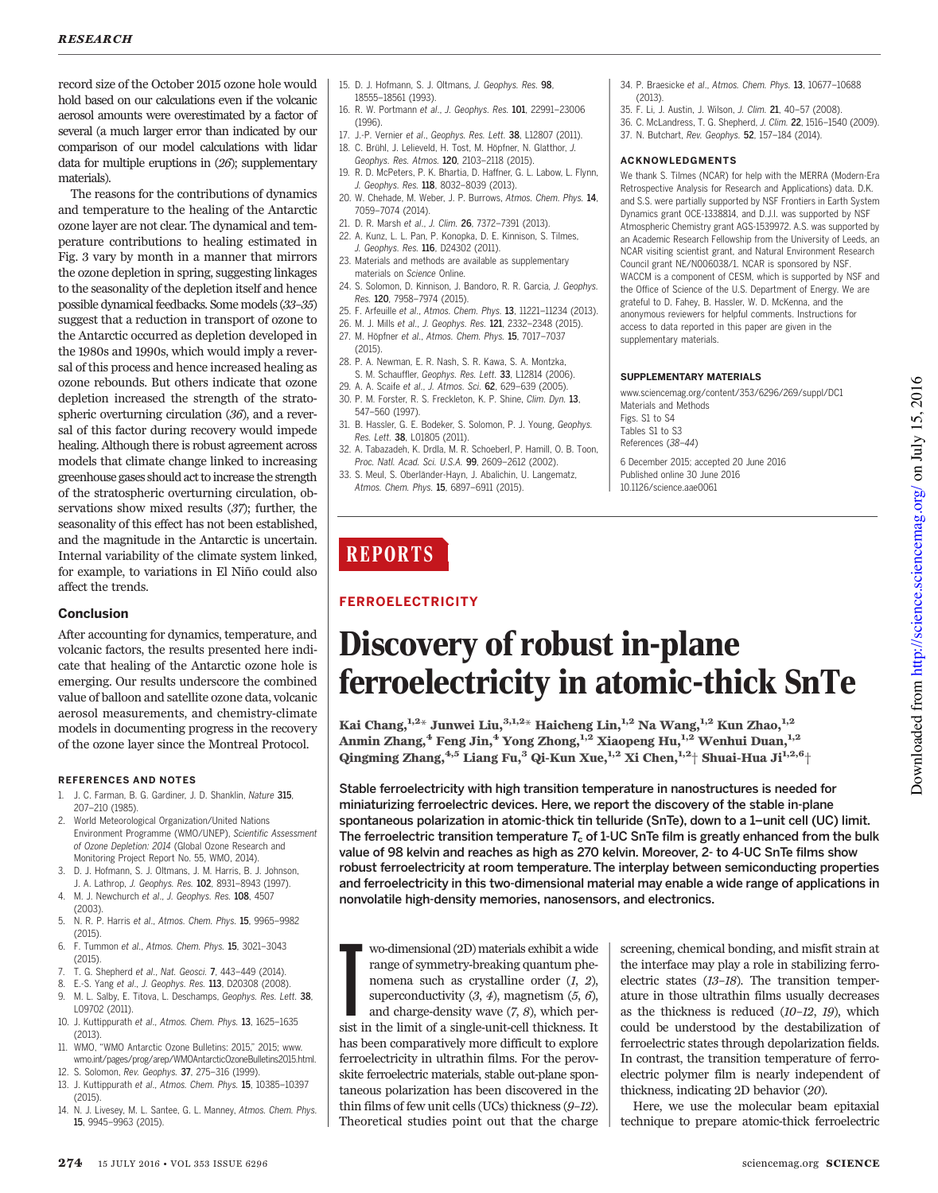record size of the October 2015 ozone hole would hold based on our calculations even if the volcanic aerosol amounts were overestimated by a factor of several (a much larger error than indicated by our comparison of our model calculations with lidar data for multiple eruptions in (*26*); supplementary materials).

The reasons for the contributions of dynamics and temperature to the healing of the Antarctic ozone layer are not clear. The dynamical and temperature contributions to healing estimated in Fig. 3 vary by month in a manner that mirrors the ozone depletion in spring, suggesting linkages to the seasonality of the depletion itself and hence possible dynamical feedbacks. Some models (*33*–*35*) suggest that a reduction in transport of ozone to the Antarctic occurred as depletion developed in the 1980s and 1990s, which would imply a reversal of this process and hence increased healing as ozone rebounds. But others indicate that ozone depletion increased the strength of the stratospheric overturning circulation (*36*), and a reversal of this factor during recovery would impede healing. Although there is robust agreement across models that climate change linked to increasing greenhouse gases should act to increase the strength of the stratospheric overturning circulation, observations show mixed results (*37*); further, the seasonality of this effect has not been established, and the magnitude in the Antarctic is uncertain. Internal variability of the climate system linked, for example, to variations in El Niño could also affect the trends.

## Conclusion

After accounting for dynamics, temperature, and volcanic factors, the results presented here indicate that healing of the Antarctic ozone hole is emerging. Our results underscore the combined value of balloon and satellite ozone data, volcanic aerosol measurements, and chemistry-climate models in documenting progress in the recovery of the ozone layer since the Montreal Protocol.

### REFERENCES AND NOTES

1. J. C. Farman, B. G. Gardiner, J. D. Shanklin, *Nature* **315**, 207–210 (1985).
2. World Meteorological Organization/United Nations Environment Programme (WMO/UNEP), *Scientific Assessment of Ozone Depletion: 2014* (Global Ozone Research and Monitoring Project Report No. 55, WMO, 2014).
3. D. J. Hofmann, S. J. Oltmans, J. M. Harris, B. J. Johnson, J. A. Lathrop, *J. Geophys. Res.* **102**, 8931–8943 (1997).
4. M. J. Newchurch *et al.*, *J. Geophys. Res.* **108**, 4507 (2003).
5. N. R. P. Harris *et al.*, *Atmos. Chem. Phys.* **15**, 9965–9982 (2015).
6. F. Tummon *et al.*, *Atmos. Chem. Phys.* **15**, 3021–3043 (2015).
7. T. G. Shepherd *et al.*, *Nat. Geosci.* **7**, 443–449 (2014).
8. E.-S. Yang *et al.*, *J. Geophys. Res.* **113**, D20308 (2008).
9. M. L. Salby, E. Titova, L. Deschamps, *Geophys. Res. Lett.* **38**, L09702 (2011).
10. J. Kuttippurath *et al.*, *Atmos. Chem. Phys.* **13**, 1625–1635 (2013).
11. WMO, "WMO Antarctic Ozone Bulletins: 2015," 2015; www.wmo.int/pages/prog/arep/WMOAntarcticOzoneBulletins2015.html.
12. S. Solomon, *Rev. Geophys.* **37**, 275–316 (1999).
13. J. Kuttippurath *et al.*, *Atmos. Chem. Phys.* **15**, 10385–10397 (2015).
14. N. J. Livesey, M. L. Santee, G. L. Manney, *Atmos. Chem. Phys.* **15**, 9945–9963 (2015).
15. D. J. Hofmann, S. J. Oltmans, *J. Geophys. Res.* **98**, 18555–18561 (1993).
16. R. W. Portmann *et al.*, *J. Geophys. Res.* **101**, 22991–23006 (1996).
17. J.-P. Vernier *et al.*, *Geophys. Res. Lett.* **38**, L12807 (2011).
18. C. Brühl, J. Lelieveld, H. Tost, M. Höpfner, N. Glatthor, *J. Geophys. Res. Atmos.* **120**, 2103–2118 (2015).
19. R. D. McPeters, P. K. Bhartia, D. Haffner, G. L. Labow, L. Flynn, *J. Geophys. Res.* **118**, 8032–8039 (2013).
20. W. Chehade, M. Weber, J. P. Burrows, *Atmos. Chem. Phys.* **14**, 7059–7074 (2014).
21. D. R. Marsh *et al.*, *J. Clim.* **26**, 7372–7391 (2013).
22. A. Kunz, L. L. Pan, P. Konopka, D. E. Kinnison, S. Tilmes, *J. Geophys. Res.* **116**, D24302 (2011).
23. Materials and methods are available as supplementary materials on *Science* Online.
24. S. Solomon, D. Kinnison, J. Bandoro, R. R. Garcia, *J. Geophys. Res.* **120**, 7958–7974 (2015).
25. F. Arfeuille *et al.*, *Atmos. Chem. Phys.* **13**, 11221–11234 (2013).
26. M. J. Mills *et al.*, *J. Geophys. Res.* **121**, 2332–2348 (2015).
27. M. Höpfner *et al.*, *Atmos. Chem. Phys.* **15**, 7017–7037 (2015).
28. P. A. Newman, E. R. Nash, S. R. Kawa, S. A. Montzka, S. M. Schauffler, *Geophys. Res. Lett.* **33**, L12814 (2006).
29. A. A. Scaife *et al.*, *J. Atmos. Sci.* **62**, 629–639 (2005).
30. P. M. Forster, R. S. Freckleton, K. P. Shine, *Clim. Dyn.* **13**, 547–560 (1997).
31. B. Hassler, G. E. Bodeker, S. Solomon, P. J. Young, *Geophys. Res. Lett.* **38**, L01805 (2011).
32. A. Tabazadeh, K. Drdla, M. R. Schoeberl, P. Hamill, O. B. Toon, *Proc. Natl. Acad. Sci. U.S.A.* **99**, 2609–2612 (2002).
33. S. Meul, S. Oberländer-Hayn, J. Abalichin, U. Langematz, *Atmos. Chem. Phys.* **15**, 6897–6911 (2015).
34. P. Braesicke *et al.*, *Atmos. Chem. Phys.* **13**, 10677–10688 (2013).
35. F. Li, J. Austin, J. Wilson, *J. Clim.* **21**, 40–57 (2008).
36. C. McLandress, T. G. Shepherd, *J. Clim.* **22**, 1516–1540 (2009).
37. N. Butchart, *Rev. Geophys.* **52**, 157–184 (2014).

### ACKNOWLEDGMENTS

We thank S. Tilmes (NCAR) for help with the MERRA (Modern-Era Retrospective Analysis for Research and Applications) data. D.K. and S.S. were partially supported by NSF Frontiers in Earth System Dynamics grant OCE-1338814, and D.J.I. was supported by NSF Atmospheric Chemistry grant AGS-1539972. A.S. was supported by an Academic Research Fellowship from the University of Leeds, an NCAR visiting scientist grant, and Natural Environment Research Council grant NE/N006038/1. NCAR is sponsored by NSF. WACCM is a component of CESM, which is supported by NSF and the Office of Science of the U.S. Department of Energy. We are grateful to D. Fahey, B. Hassler, W. D. McKenna, and the anonymous reviewers for helpful comments. Instructions for access to data reported in this paper are given in the supplementary materials.

### SUPPLEMENTARY MATERIALS

www.sciencemag.org/content/353/6296/269/suppl/DC1
Materials and Methods
Figs. S1 to S4
Tables S1 to S3
References (*38*–*44*)

6 December 2015; accepted 20 June 2016
Published online 30 June 2016
10.1126/science.aae0061

# REPORTS

## FERROELECTRICITY

# Discovery of robust in-plane ferroelectricity in atomic-thick SnTe

**Kai Chang,[1,2]* Junwei Liu,[3,1,2]* Haicheng Lin,[1,2] Na Wang,[1,2] Kun Zhao,[1,2] Anmin Zhang,[4] Feng Jin,[4] Yong Zhong,[1,2] Xiaopeng Hu,[1,2] Wenhui Duan,[1,2] Qingming Zhang,[4,5] Liang Fu,[3] Qi-Kun Xue,[1,2] Xi Chen,[1,2]† Shuai-Hua Ji[1,2,6]†**

**Stable ferroelectricity with high transition temperature in nanostructures is needed for miniaturizing ferroelectric devices. Here, we report the discovery of the stable in-plane spontaneous polarization in atomic-thick tin telluride (SnTe), down to a 1–unit cell (UC) limit. The ferroelectric transition temperature $T_c$ of 1-UC SnTe film is greatly enhanced from the bulk value of 98 kelvin and reaches as high as 270 kelvin. Moreover, 2- to 4-UC SnTe films show robust ferroelectricity at room temperature. The interplay between semiconducting properties and ferroelectricity in this two-dimensional material may enable a wide range of applications in nonvolatile high-density memories, nanosensors, and electronics.**

Two-dimensional (2D) materials exhibit a wide range of symmetry-breaking quantum phenomena such as crystalline order (*1*, *2*), superconductivity (*3*, *4*), magnetism (*5*, *6*), and charge-density wave (*7*, *8*), which persist in the limit of a single-unit-cell thickness. It has been comparatively more difficult to explore ferroelectricity in ultrathin films. For the perovskite ferroelectric materials, stable out-plane spontaneous polarization has been discovered in the thin films of few unit cells (UCs) thickness (*9*–*12*). Theoretical studies point out that the charge screening, chemical bonding, and misfit strain at the interface may play a role in stabilizing ferroelectric states (*13*–*18*). The transition temperature in those ultrathin films usually decreases as the thickness is reduced (*10*–*12*, *19*), which could be understood by the destabilization of ferroelectric states through depolarization fields. In contrast, the transition temperature of ferroelectric polymer film is nearly independent of thickness, indicating 2D behavior (*20*).

Here, we use the molecular beam epitaxial technique to prepare atomic-thick ferroelectric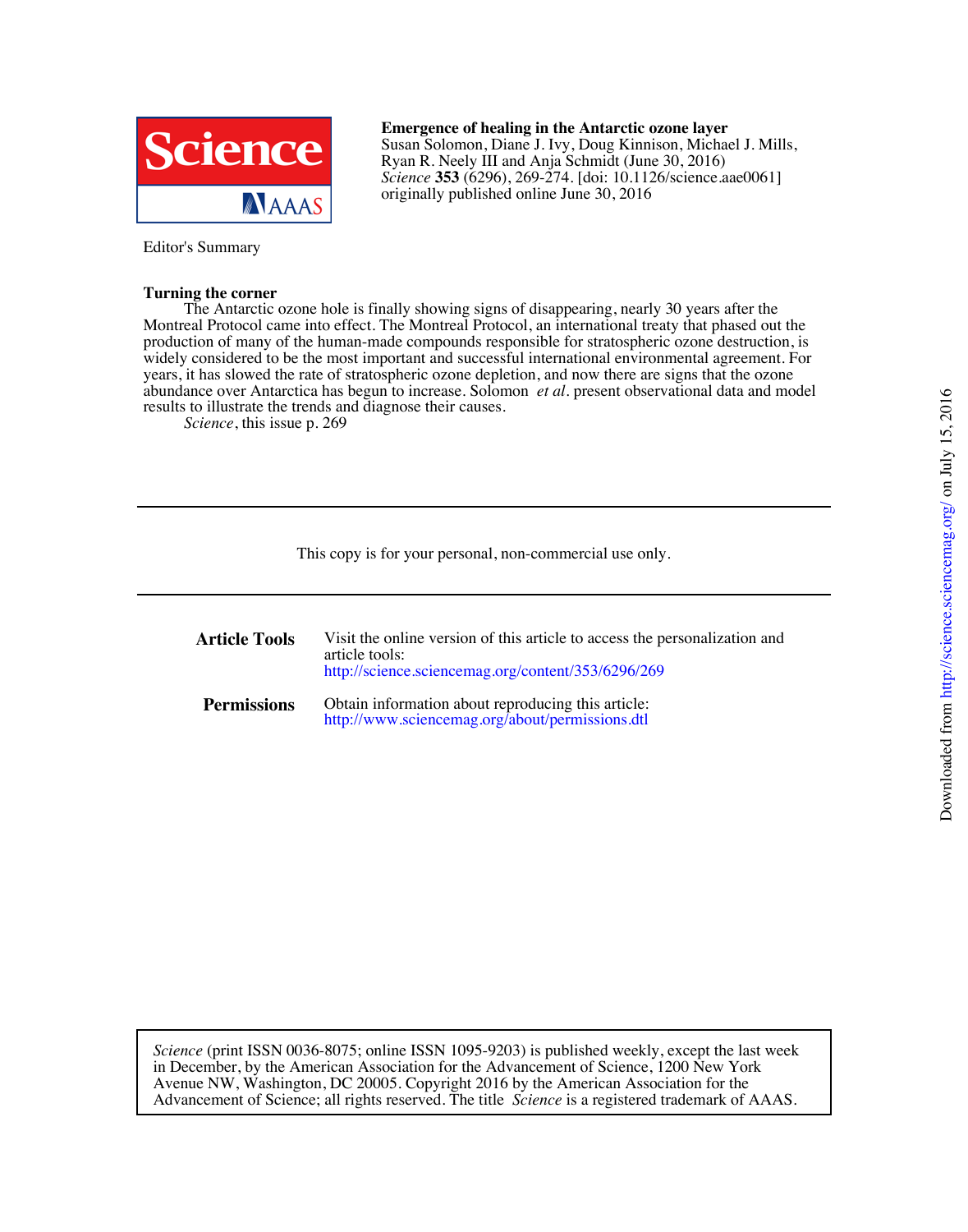**Emergence of healing in the Antarctic ozone layer**
Susan Solomon, Diane J. Ivy, Doug Kinnison, Michael J. Mills, Ryan R. Neely III and Anja Schmidt (June 30, 2016)
*Science* **353** (6296), 269-274. [doi: 10.1126/science.aae0061]
originally published online June 30, 2016

Editor's Summary

**Turning the corner**

The Antarctic ozone hole is finally showing signs of disappearing, nearly 30 years after the Montreal Protocol came into effect. The Montreal Protocol, an international treaty that phased out the production of many of the human-made compounds responsible for stratospheric ozone destruction, is widely considered to be the most important and successful international environmental agreement. For years, it has slowed the rate of stratospheric ozone depletion, and now there are signs that the ozone abundance over Antarctica has begun to increase. Solomon *et al*. present observational data and model results to illustrate the trends and diagnose their causes.

*Science*, this issue p. 269

---

This copy is for your personal, non-commercial use only.

---

**Article Tools** Visit the online version of this article to access the personalization and article tools:
http://science.sciencemag.org/content/353/6296/269

**Permissions** Obtain information about reproducing this article:
http://www.sciencemag.org/about/permissions.dtl

*Science* (print ISSN 0036-8075; online ISSN 1095-9203) is published weekly, except the last week in December, by the American Association for the Advancement of Science, 1200 New York Avenue NW, Washington, DC 20005. Copyright 2016 by the American Association for the Advancement of Science; all rights reserved. The title *Science* is a registered trademark of AAAS.